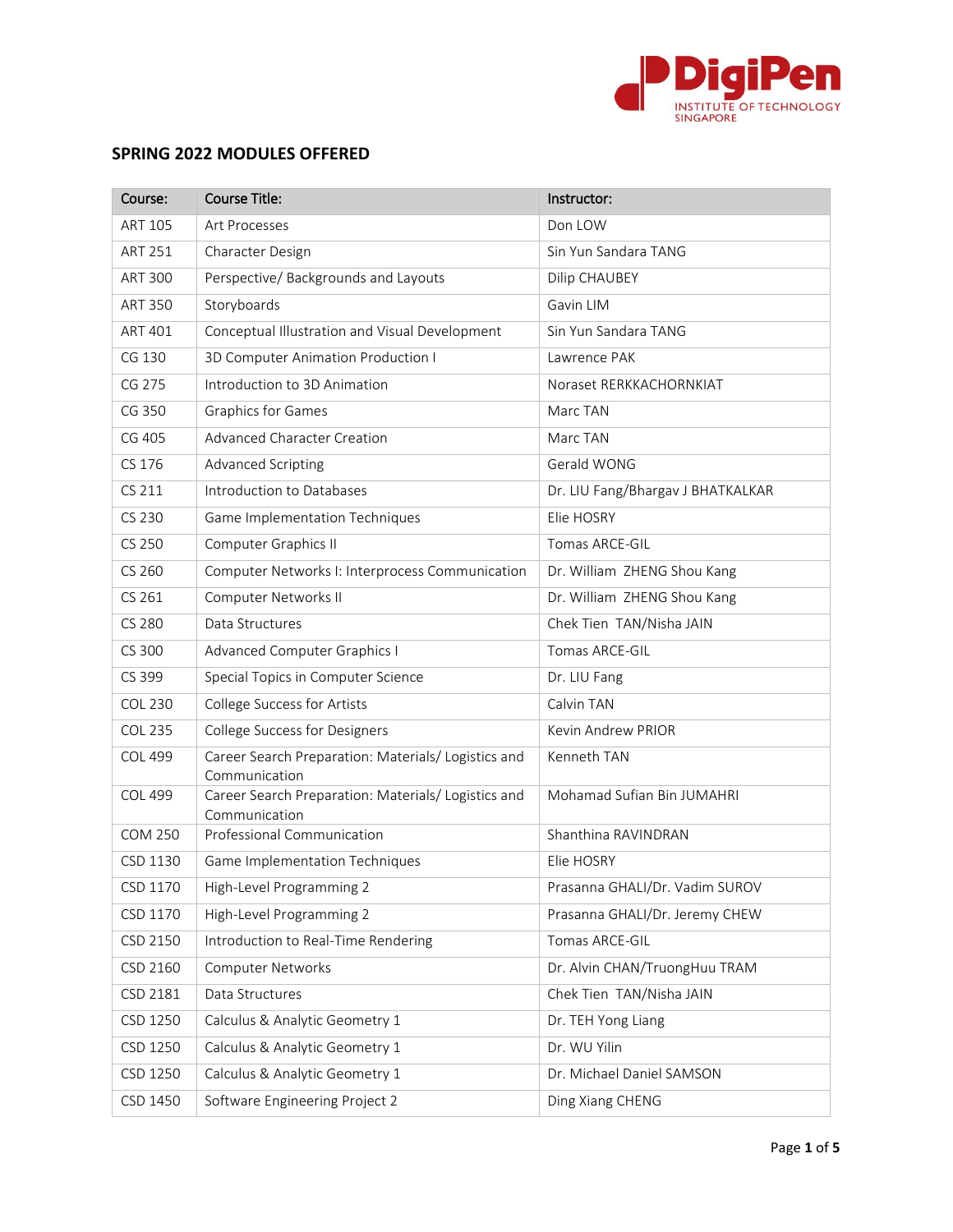## SPRING 2022 MODULES OFFERED

| Course: | Course Title: | Instructor: |
|---|---|---|
| ART 105 | Art Processes | Don LOW |
| ART 251 | Character Design | Sin Yun Sandara TANG |
| ART 300 | Perspective/ Backgrounds and Layouts | Dilip CHAUBEY |
| ART 350 | Storyboards | Gavin LIM |
| ART 401 | Conceptual Illustration and Visual Development | Sin Yun Sandara TANG |
| CG 130 | 3D Computer Animation Production I | Lawrence PAK |
| CG 275 | Introduction to 3D Animation | Noraset RERKKACHORNKIAT |
| CG 350 | Graphics for Games | Marc TAN |
| CG 405 | Advanced Character Creation | Marc TAN |
| CS 176 | Advanced Scripting | Gerald WONG |
| CS 211 | Introduction to Databases | Dr. LIU Fang/Bhargav J BHATKALKAR |
| CS 230 | Game Implementation Techniques | Elie HOSRY |
| CS 250 | Computer Graphics II | Tomas ARCE-GIL |
| CS 260 | Computer Networks I: Interprocess Communication | Dr. William ZHENG Shou Kang |
| CS 261 | Computer Networks II | Dr. William ZHENG Shou Kang |
| CS 280 | Data Structures | Chek Tien TAN/Nisha JAIN |
| CS 300 | Advanced Computer Graphics I | Tomas ARCE-GIL |
| CS 399 | Special Topics in Computer Science | Dr. LIU Fang |
| COL 230 | College Success for Artists | Calvin TAN |
| COL 235 | College Success for Designers | Kevin Andrew PRIOR |
| COL 499 | Career Search Preparation: Materials/ Logistics and Communication | Kenneth TAN |
| COL 499 | Career Search Preparation: Materials/ Logistics and Communication | Mohamad Sufian Bin JUMAHRI |
| COM 250 | Professional Communication | Shanthina RAVINDRAN |
| CSD 1130 | Game Implementation Techniques | Elie HOSRY |
| CSD 1170 | High-Level Programming 2 | Prasanna GHALI/Dr. Vadim SUROV |
| CSD 1170 | High-Level Programming 2 | Prasanna GHALI/Dr. Jeremy CHEW |
| CSD 2150 | Introduction to Real-Time Rendering | Tomas ARCE-GIL |
| CSD 2160 | Computer Networks | Dr. Alvin CHAN/TruongHuu TRAM |
| CSD 2181 | Data Structures | Chek Tien TAN/Nisha JAIN |
| CSD 1250 | Calculus & Analytic Geometry 1 | Dr. TEH Yong Liang |
| CSD 1250 | Calculus & Analytic Geometry 1 | Dr. WU Yilin |
| CSD 1250 | Calculus & Analytic Geometry 1 | Dr. Michael Daniel SAMSON |
| CSD 1450 | Software Engineering Project 2 | Ding Xiang CHENG |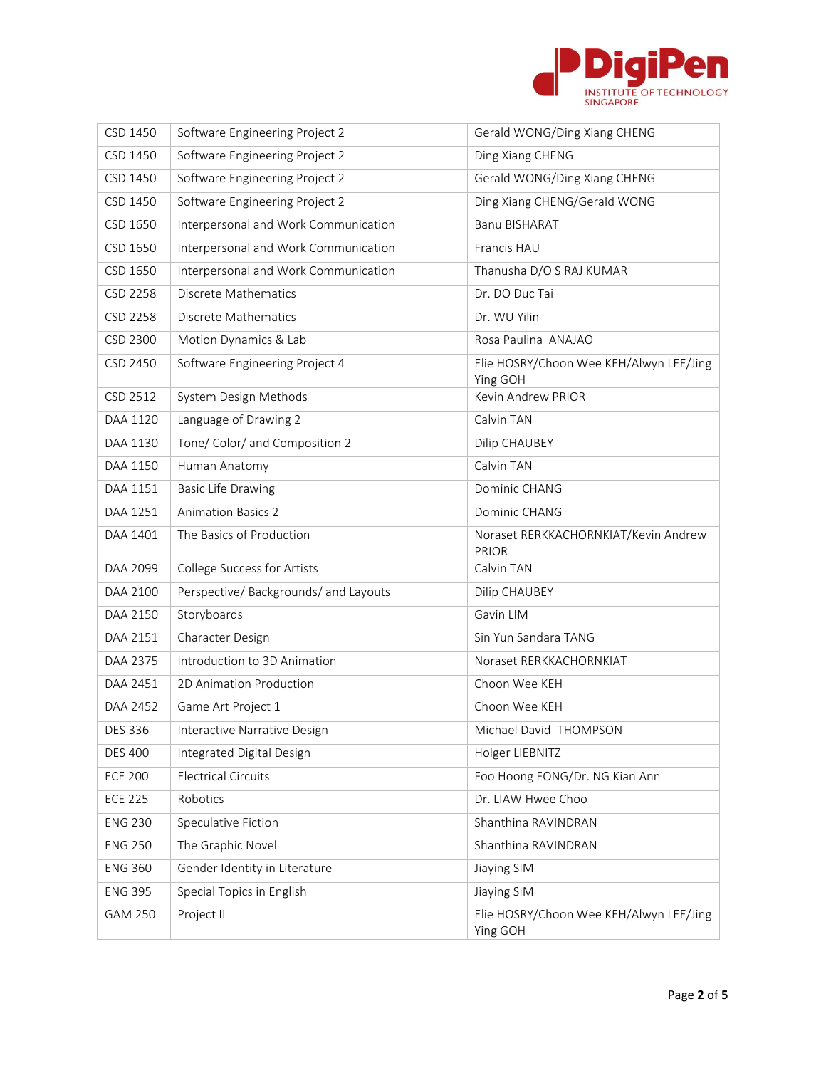| | | |
|---|---|---|
| CSD 1450 | Software Engineering Project 2 | Gerald WONG/Ding Xiang CHENG |
| CSD 1450 | Software Engineering Project 2 | Ding Xiang CHENG |
| CSD 1450 | Software Engineering Project 2 | Gerald WONG/Ding Xiang CHENG |
| CSD 1450 | Software Engineering Project 2 | Ding Xiang CHENG/Gerald WONG |
| CSD 1650 | Interpersonal and Work Communication | Banu BISHARAT |
| CSD 1650 | Interpersonal and Work Communication | Francis HAU |
| CSD 1650 | Interpersonal and Work Communication | Thanusha D/O S RAJ KUMAR |
| CSD 2258 | Discrete Mathematics | Dr. DO Duc Tai |
| CSD 2258 | Discrete Mathematics | Dr. WU Yilin |
| CSD 2300 | Motion Dynamics & Lab | Rosa Paulina ANAJAO |
| CSD 2450 | Software Engineering Project 4 | Elie HOSRY/Choon Wee KEH/Alwyn LEE/Jing Ying GOH |
| CSD 2512 | System Design Methods | Kevin Andrew PRIOR |
| DAA 1120 | Language of Drawing 2 | Calvin TAN |
| DAA 1130 | Tone/ Color/ and Composition 2 | Dilip CHAUBEY |
| DAA 1150 | Human Anatomy | Calvin TAN |
| DAA 1151 | Basic Life Drawing | Dominic CHANG |
| DAA 1251 | Animation Basics 2 | Dominic CHANG |
| DAA 1401 | The Basics of Production | Noraset RERKKACHORNKIAT/Kevin Andrew PRIOR |
| DAA 2099 | College Success for Artists | Calvin TAN |
| DAA 2100 | Perspective/ Backgrounds/ and Layouts | Dilip CHAUBEY |
| DAA 2150 | Storyboards | Gavin LIM |
| DAA 2151 | Character Design | Sin Yun Sandara TANG |
| DAA 2375 | Introduction to 3D Animation | Noraset RERKKACHORNKIAT |
| DAA 2451 | 2D Animation Production | Choon Wee KEH |
| DAA 2452 | Game Art Project 1 | Choon Wee KEH |
| DES 336 | Interactive Narrative Design | Michael David THOMPSON |
| DES 400 | Integrated Digital Design | Holger LIEBNITZ |
| ECE 200 | Electrical Circuits | Foo Hoong FONG/Dr. NG Kian Ann |
| ECE 225 | Robotics | Dr. LIAW Hwee Choo |
| ENG 230 | Speculative Fiction | Shanthina RAVINDRAN |
| ENG 250 | The Graphic Novel | Shanthina RAVINDRAN |
| ENG 360 | Gender Identity in Literature | Jiaying SIM |
| ENG 395 | Special Topics in English | Jiaying SIM |
| GAM 250 | Project II | Elie HOSRY/Choon Wee KEH/Alwyn LEE/Jing Ying GOH |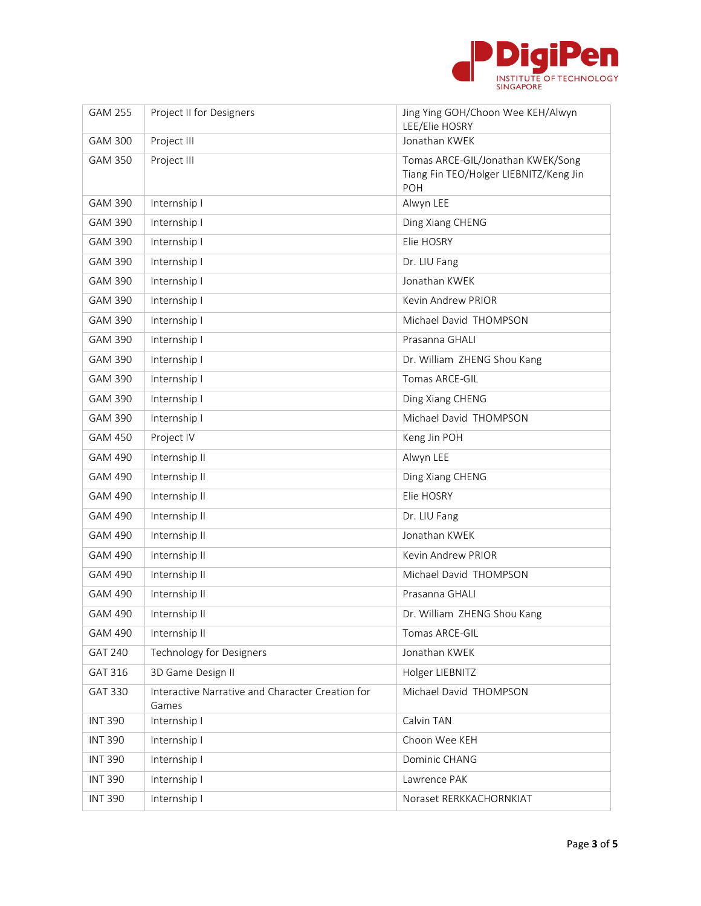| GAM 255 | Project II for Designers | Jing Ying GOH/Choon Wee KEH/Alwyn LEE/Elie HOSRY |
|---|---|---|
| GAM 300 | Project III | Jonathan KWEK |
| GAM 350 | Project III | Tomas ARCE-GIL/Jonathan KWEK/Song Tiang Fin TEO/Holger LIEBNITZ/Keng Jin POH |
| GAM 390 | Internship I | Alwyn LEE |
| GAM 390 | Internship I | Ding Xiang CHENG |
| GAM 390 | Internship I | Elie HOSRY |
| GAM 390 | Internship I | Dr. LIU Fang |
| GAM 390 | Internship I | Jonathan KWEK |
| GAM 390 | Internship I | Kevin Andrew PRIOR |
| GAM 390 | Internship I | Michael David THOMPSON |
| GAM 390 | Internship I | Prasanna GHALI |
| GAM 390 | Internship I | Dr. William ZHENG Shou Kang |
| GAM 390 | Internship I | Tomas ARCE-GIL |
| GAM 390 | Internship I | Ding Xiang CHENG |
| GAM 390 | Internship I | Michael David THOMPSON |
| GAM 450 | Project IV | Keng Jin POH |
| GAM 490 | Internship II | Alwyn LEE |
| GAM 490 | Internship II | Ding Xiang CHENG |
| GAM 490 | Internship II | Elie HOSRY |
| GAM 490 | Internship II | Dr. LIU Fang |
| GAM 490 | Internship II | Jonathan KWEK |
| GAM 490 | Internship II | Kevin Andrew PRIOR |
| GAM 490 | Internship II | Michael David THOMPSON |
| GAM 490 | Internship II | Prasanna GHALI |
| GAM 490 | Internship II | Dr. William ZHENG Shou Kang |
| GAM 490 | Internship II | Tomas ARCE-GIL |
| GAT 240 | Technology for Designers | Jonathan KWEK |
| GAT 316 | 3D Game Design II | Holger LIEBNITZ |
| GAT 330 | Interactive Narrative and Character Creation for Games | Michael David THOMPSON |
| INT 390 | Internship I | Calvin TAN |
| INT 390 | Internship I | Choon Wee KEH |
| INT 390 | Internship I | Dominic CHANG |
| INT 390 | Internship I | Lawrence PAK |
| INT 390 | Internship I | Noraset RERKKACHORNKIAT |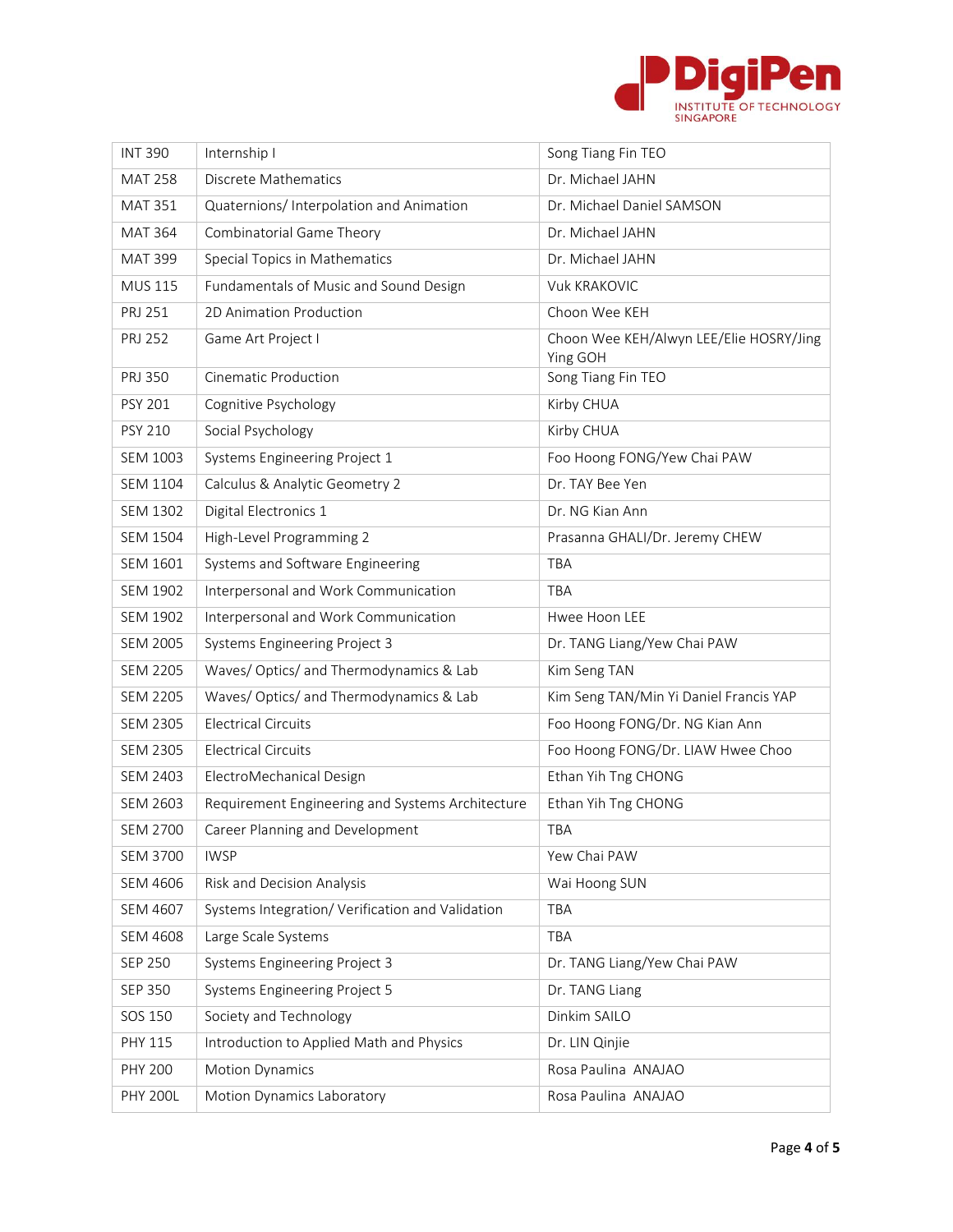| INT 390 | Internship I | Song Tiang Fin TEO |
|---|---|---|
| MAT 258 | Discrete Mathematics | Dr. Michael JAHN |
| MAT 351 | Quaternions/ Interpolation and Animation | Dr. Michael Daniel SAMSON |
| MAT 364 | Combinatorial Game Theory | Dr. Michael JAHN |
| MAT 399 | Special Topics in Mathematics | Dr. Michael JAHN |
| MUS 115 | Fundamentals of Music and Sound Design | Vuk KRAKOVIC |
| PRJ 251 | 2D Animation Production | Choon Wee KEH |
| PRJ 252 | Game Art Project I | Choon Wee KEH/Alwyn LEE/Elie HOSRY/Jing Ying GOH |
| PRJ 350 | Cinematic Production | Song Tiang Fin TEO |
| PSY 201 | Cognitive Psychology | Kirby CHUA |
| PSY 210 | Social Psychology | Kirby CHUA |
| SEM 1003 | Systems Engineering Project 1 | Foo Hoong FONG/Yew Chai PAW |
| SEM 1104 | Calculus & Analytic Geometry 2 | Dr. TAY Bee Yen |
| SEM 1302 | Digital Electronics 1 | Dr. NG Kian Ann |
| SEM 1504 | High-Level Programming 2 | Prasanna GHALI/Dr. Jeremy CHEW |
| SEM 1601 | Systems and Software Engineering | TBA |
| SEM 1902 | Interpersonal and Work Communication | TBA |
| SEM 1902 | Interpersonal and Work Communication | Hwee Hoon LEE |
| SEM 2005 | Systems Engineering Project 3 | Dr. TANG Liang/Yew Chai PAW |
| SEM 2205 | Waves/ Optics/ and Thermodynamics & Lab | Kim Seng TAN |
| SEM 2205 | Waves/ Optics/ and Thermodynamics & Lab | Kim Seng TAN/Min Yi Daniel Francis YAP |
| SEM 2305 | Electrical Circuits | Foo Hoong FONG/Dr. NG Kian Ann |
| SEM 2305 | Electrical Circuits | Foo Hoong FONG/Dr. LIAW Hwee Choo |
| SEM 2403 | ElectroMechanical Design | Ethan Yih Tng CHONG |
| SEM 2603 | Requirement Engineering and Systems Architecture | Ethan Yih Tng CHONG |
| SEM 2700 | Career Planning and Development | TBA |
| SEM 3700 | IWSP | Yew Chai PAW |
| SEM 4606 | Risk and Decision Analysis | Wai Hoong SUN |
| SEM 4607 | Systems Integration/ Verification and Validation | TBA |
| SEM 4608 | Large Scale Systems | TBA |
| SEP 250 | Systems Engineering Project 3 | Dr. TANG Liang/Yew Chai PAW |
| SEP 350 | Systems Engineering Project 5 | Dr. TANG Liang |
| SOS 150 | Society and Technology | Dinkim SAILO |
| PHY 115 | Introduction to Applied Math and Physics | Dr. LIN Qinjie |
| PHY 200 | Motion Dynamics | Rosa Paulina ANAJAO |
| PHY 200L | Motion Dynamics Laboratory | Rosa Paulina ANAJAO |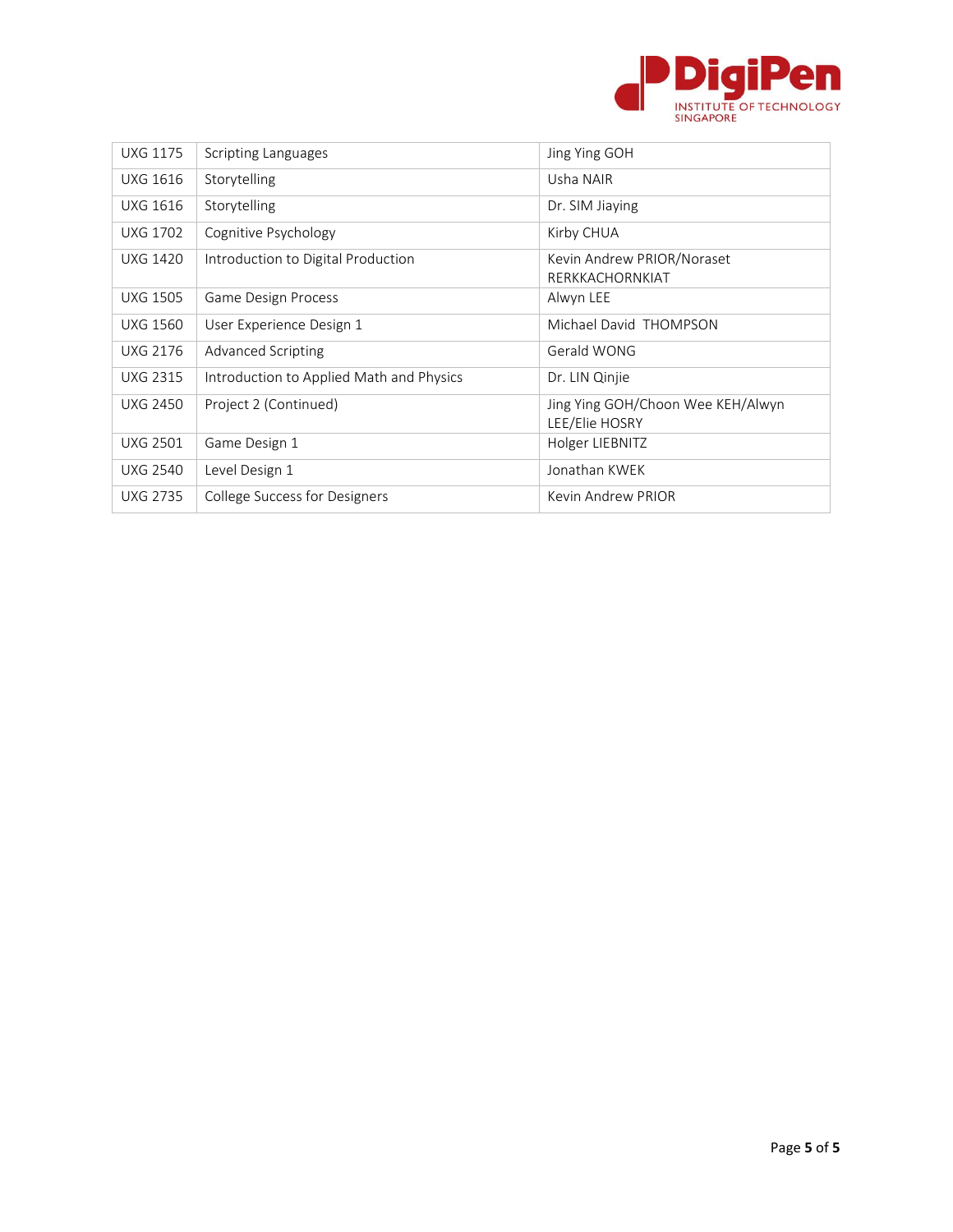| | | |
|---|---|---|
| UXG 1175 | Scripting Languages | Jing Ying GOH |
| UXG 1616 | Storytelling | Usha NAIR |
| UXG 1616 | Storytelling | Dr. SIM Jiaying |
| UXG 1702 | Cognitive Psychology | Kirby CHUA |
| UXG 1420 | Introduction to Digital Production | Kevin Andrew PRIOR/Noraset RERKKACHORNKIAT |
| UXG 1505 | Game Design Process | Alwyn LEE |
| UXG 1560 | User Experience Design 1 | Michael David THOMPSON |
| UXG 2176 | Advanced Scripting | Gerald WONG |
| UXG 2315 | Introduction to Applied Math and Physics | Dr. LIN Qinjie |
| UXG 2450 | Project 2 (Continued) | Jing Ying GOH/Choon Wee KEH/Alwyn LEE/Elie HOSRY |
| UXG 2501 | Game Design 1 | Holger LIEBNITZ |
| UXG 2540 | Level Design 1 | Jonathan KWEK |
| UXG 2735 | College Success for Designers | Kevin Andrew PRIOR |